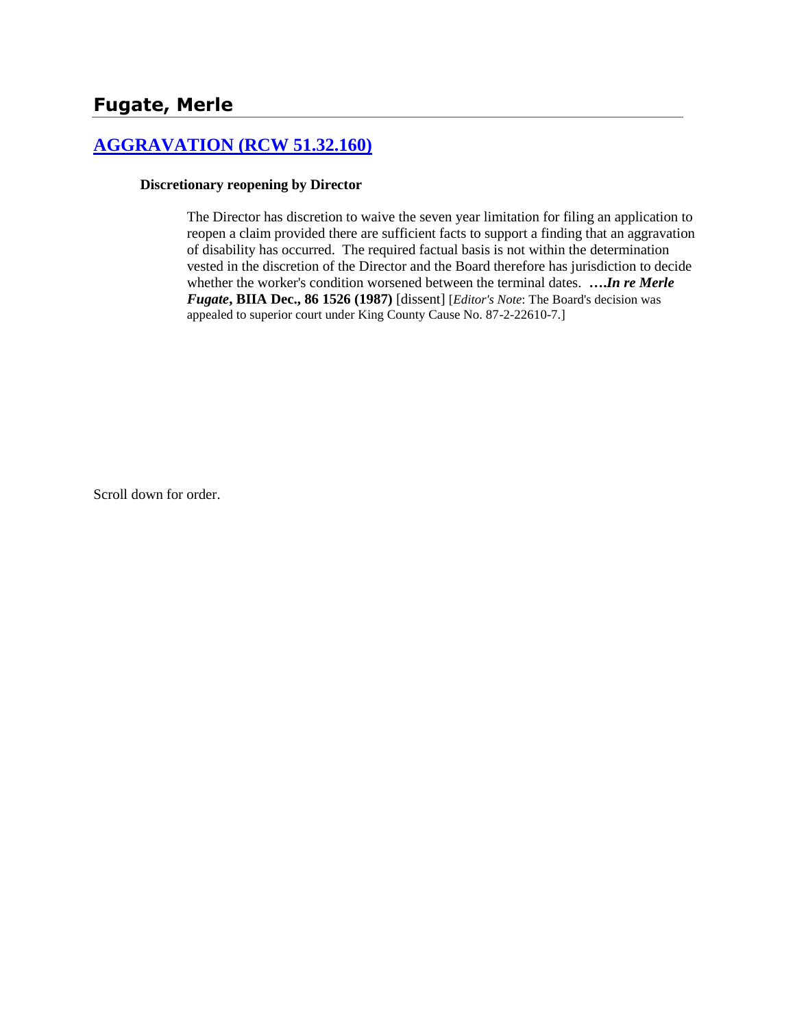# Fugate, Merle

## [AGGRAVATION (RCW 51.32.160)]

**Discretionary reopening by Director**

> The Director has discretion to waive the seven year limitation for filing an application to reopen a claim provided there are sufficient facts to support a finding that an aggravation of disability has occurred. The required factual basis is not within the determination vested in the discretion of the Director and the Board therefore has jurisdiction to decide whether the worker's condition worsened between the terminal dates. ***….In re Merle Fugate*, BIIA Dec., 86 1526 (1987)** [dissent] [*Editor's Note*: The Board's decision was appealed to superior court under King County Cause No. 87-2-22610-7.]

Scroll down for order.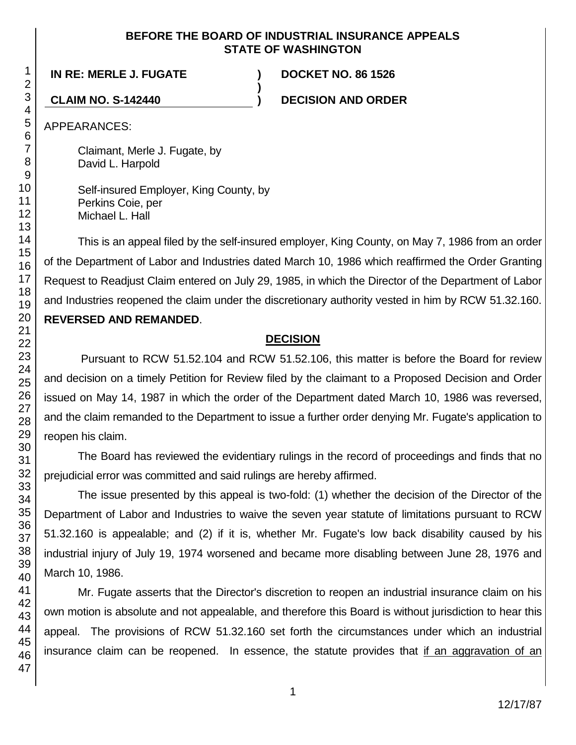**BEFORE THE BOARD OF INDUSTRIAL INSURANCE APPEALS**
**STATE OF WASHINGTON**

**IN RE: MERLE J. FUGATE** ) **DOCKET NO. 86 1526**
)
**CLAIM NO. S-142440** ) **DECISION AND ORDER**

APPEARANCES:

Claimant, Merle J. Fugate, by
David L. Harpold

Self-insured Employer, King County, by
Perkins Coie, per
Michael L. Hall

This is an appeal filed by the self-insured employer, King County, on May 7, 1986 from an order of the Department of Labor and Industries dated March 10, 1986 which reaffirmed the Order Granting Request to Readjust Claim entered on July 29, 1985, in which the Director of the Department of Labor and Industries reopened the claim under the discretionary authority vested in him by RCW 51.32.160. **REVERSED AND REMANDED**.

## DECISION

Pursuant to RCW 51.52.104 and RCW 51.52.106, this matter is before the Board for review and decision on a timely Petition for Review filed by the claimant to a Proposed Decision and Order issued on May 14, 1987 in which the order of the Department dated March 10, 1986 was reversed, and the claim remanded to the Department to issue a further order denying Mr. Fugate's application to reopen his claim.

The Board has reviewed the evidentiary rulings in the record of proceedings and finds that no prejudicial error was committed and said rulings are hereby affirmed.

The issue presented by this appeal is two-fold: (1) whether the decision of the Director of the Department of Labor and Industries to waive the seven year statute of limitations pursuant to RCW 51.32.160 is appealable; and (2) if it is, whether Mr. Fugate's low back disability caused by his industrial injury of July 19, 1974 worsened and became more disabling between June 28, 1976 and March 10, 1986.

Mr. Fugate asserts that the Director's discretion to reopen an industrial insurance claim on his own motion is absolute and not appealable, and therefore this Board is without jurisdiction to hear this appeal. The provisions of RCW 51.32.160 set forth the circumstances under which an industrial insurance claim can be reopened. In essence, the statute provides that <u>if an aggravation of an</u>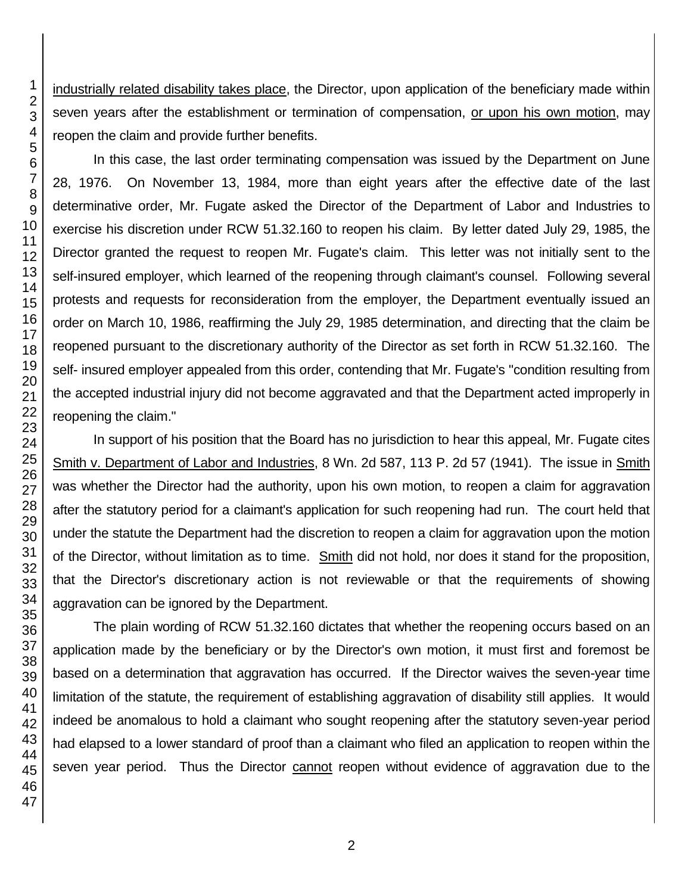industrially related disability takes place, the Director, upon application of the beneficiary made within seven years after the establishment or termination of compensation, or upon his own motion, may reopen the claim and provide further benefits.

In this case, the last order terminating compensation was issued by the Department on June 28, 1976. On November 13, 1984, more than eight years after the effective date of the last determinative order, Mr. Fugate asked the Director of the Department of Labor and Industries to exercise his discretion under RCW 51.32.160 to reopen his claim. By letter dated July 29, 1985, the Director granted the request to reopen Mr. Fugate's claim. This letter was not initially sent to the self-insured employer, which learned of the reopening through claimant's counsel. Following several protests and requests for reconsideration from the employer, the Department eventually issued an order on March 10, 1986, reaffirming the July 29, 1985 determination, and directing that the claim be reopened pursuant to the discretionary authority of the Director as set forth in RCW 51.32.160. The self- insured employer appealed from this order, contending that Mr. Fugate's "condition resulting from the accepted industrial injury did not become aggravated and that the Department acted improperly in reopening the claim."

In support of his position that the Board has no jurisdiction to hear this appeal, Mr. Fugate cites Smith v. Department of Labor and Industries, 8 Wn. 2d 587, 113 P. 2d 57 (1941). The issue in Smith was whether the Director had the authority, upon his own motion, to reopen a claim for aggravation after the statutory period for a claimant's application for such reopening had run. The court held that under the statute the Department had the discretion to reopen a claim for aggravation upon the motion of the Director, without limitation as to time. Smith did not hold, nor does it stand for the proposition, that the Director's discretionary action is not reviewable or that the requirements of showing aggravation can be ignored by the Department.

The plain wording of RCW 51.32.160 dictates that whether the reopening occurs based on an application made by the beneficiary or by the Director's own motion, it must first and foremost be based on a determination that aggravation has occurred. If the Director waives the seven-year time limitation of the statute, the requirement of establishing aggravation of disability still applies. It would indeed be anomalous to hold a claimant who sought reopening after the statutory seven-year period had elapsed to a lower standard of proof than a claimant who filed an application to reopen within the seven year period. Thus the Director cannot reopen without evidence of aggravation due to the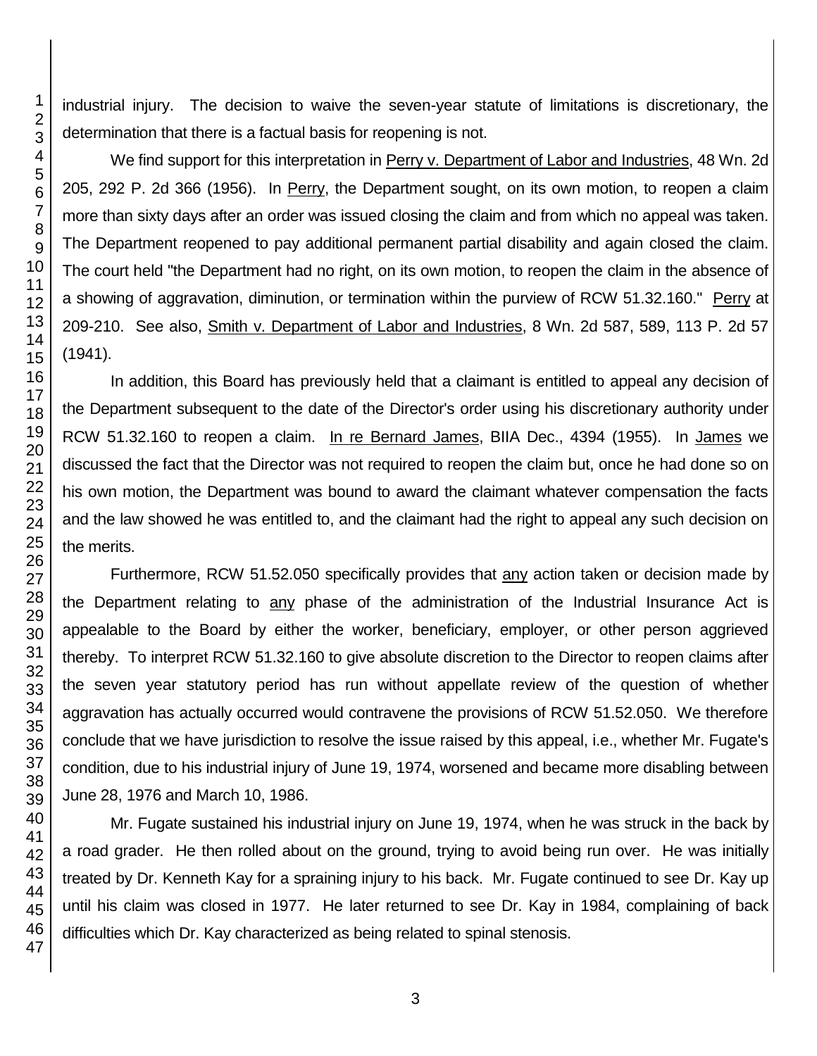industrial injury. The decision to waive the seven-year statute of limitations is discretionary, the determination that there is a factual basis for reopening is not.

We find support for this interpretation in Perry v. Department of Labor and Industries, 48 Wn. 2d 205, 292 P. 2d 366 (1956). In Perry, the Department sought, on its own motion, to reopen a claim more than sixty days after an order was issued closing the claim and from which no appeal was taken. The Department reopened to pay additional permanent partial disability and again closed the claim. The court held "the Department had no right, on its own motion, to reopen the claim in the absence of a showing of aggravation, diminution, or termination within the purview of RCW 51.32.160." Perry at 209-210. See also, Smith v. Department of Labor and Industries, 8 Wn. 2d 587, 589, 113 P. 2d 57 (1941).

In addition, this Board has previously held that a claimant is entitled to appeal any decision of the Department subsequent to the date of the Director's order using his discretionary authority under RCW 51.32.160 to reopen a claim. In re Bernard James, BIIA Dec., 4394 (1955). In James we discussed the fact that the Director was not required to reopen the claim but, once he had done so on his own motion, the Department was bound to award the claimant whatever compensation the facts and the law showed he was entitled to, and the claimant had the right to appeal any such decision on the merits.

Furthermore, RCW 51.52.050 specifically provides that any action taken or decision made by the Department relating to any phase of the administration of the Industrial Insurance Act is appealable to the Board by either the worker, beneficiary, employer, or other person aggrieved thereby. To interpret RCW 51.32.160 to give absolute discretion to the Director to reopen claims after the seven year statutory period has run without appellate review of the question of whether aggravation has actually occurred would contravene the provisions of RCW 51.52.050. We therefore conclude that we have jurisdiction to resolve the issue raised by this appeal, i.e., whether Mr. Fugate's condition, due to his industrial injury of June 19, 1974, worsened and became more disabling between June 28, 1976 and March 10, 1986.

Mr. Fugate sustained his industrial injury on June 19, 1974, when he was struck in the back by a road grader. He then rolled about on the ground, trying to avoid being run over. He was initially treated by Dr. Kenneth Kay for a spraining injury to his back. Mr. Fugate continued to see Dr. Kay up until his claim was closed in 1977. He later returned to see Dr. Kay in 1984, complaining of back difficulties which Dr. Kay characterized as being related to spinal stenosis.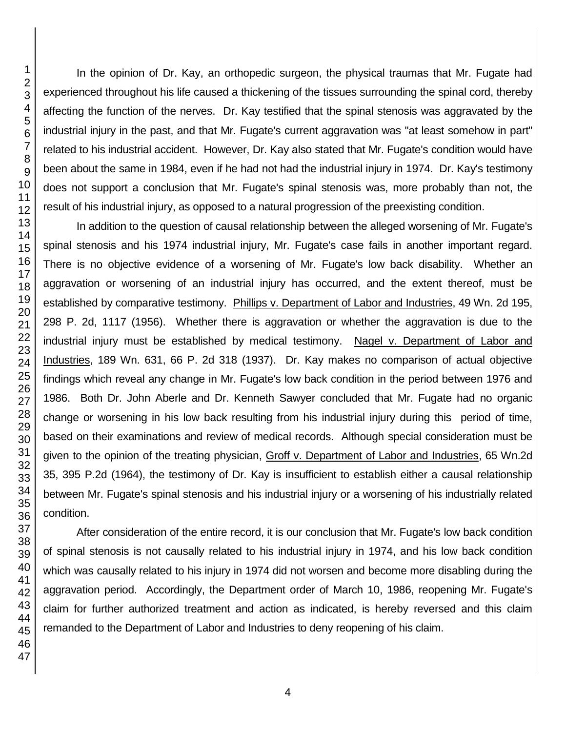In the opinion of Dr. Kay, an orthopedic surgeon, the physical traumas that Mr. Fugate had experienced throughout his life caused a thickening of the tissues surrounding the spinal cord, thereby affecting the function of the nerves. Dr. Kay testified that the spinal stenosis was aggravated by the industrial injury in the past, and that Mr. Fugate's current aggravation was "at least somehow in part" related to his industrial accident. However, Dr. Kay also stated that Mr. Fugate's condition would have been about the same in 1984, even if he had not had the industrial injury in 1974. Dr. Kay's testimony does not support a conclusion that Mr. Fugate's spinal stenosis was, more probably than not, the result of his industrial injury, as opposed to a natural progression of the preexisting condition.

In addition to the question of causal relationship between the alleged worsening of Mr. Fugate's spinal stenosis and his 1974 industrial injury, Mr. Fugate's case fails in another important regard. There is no objective evidence of a worsening of Mr. Fugate's low back disability. Whether an aggravation or worsening of an industrial injury has occurred, and the extent thereof, must be established by comparative testimony. Phillips v. Department of Labor and Industries, 49 Wn. 2d 195, 298 P. 2d, 1117 (1956). Whether there is aggravation or whether the aggravation is due to the industrial injury must be established by medical testimony. Nagel v. Department of Labor and Industries, 189 Wn. 631, 66 P. 2d 318 (1937). Dr. Kay makes no comparison of actual objective findings which reveal any change in Mr. Fugate's low back condition in the period between 1976 and 1986. Both Dr. John Aberle and Dr. Kenneth Sawyer concluded that Mr. Fugate had no organic change or worsening in his low back resulting from his industrial injury during this period of time, based on their examinations and review of medical records. Although special consideration must be given to the opinion of the treating physician, Groff v. Department of Labor and Industries, 65 Wn.2d 35, 395 P.2d (1964), the testimony of Dr. Kay is insufficient to establish either a causal relationship between Mr. Fugate's spinal stenosis and his industrial injury or a worsening of his industrially related condition.

After consideration of the entire record, it is our conclusion that Mr. Fugate's low back condition of spinal stenosis is not causally related to his industrial injury in 1974, and his low back condition which was causally related to his injury in 1974 did not worsen and become more disabling during the aggravation period. Accordingly, the Department order of March 10, 1986, reopening Mr. Fugate's claim for further authorized treatment and action as indicated, is hereby reversed and this claim remanded to the Department of Labor and Industries to deny reopening of his claim.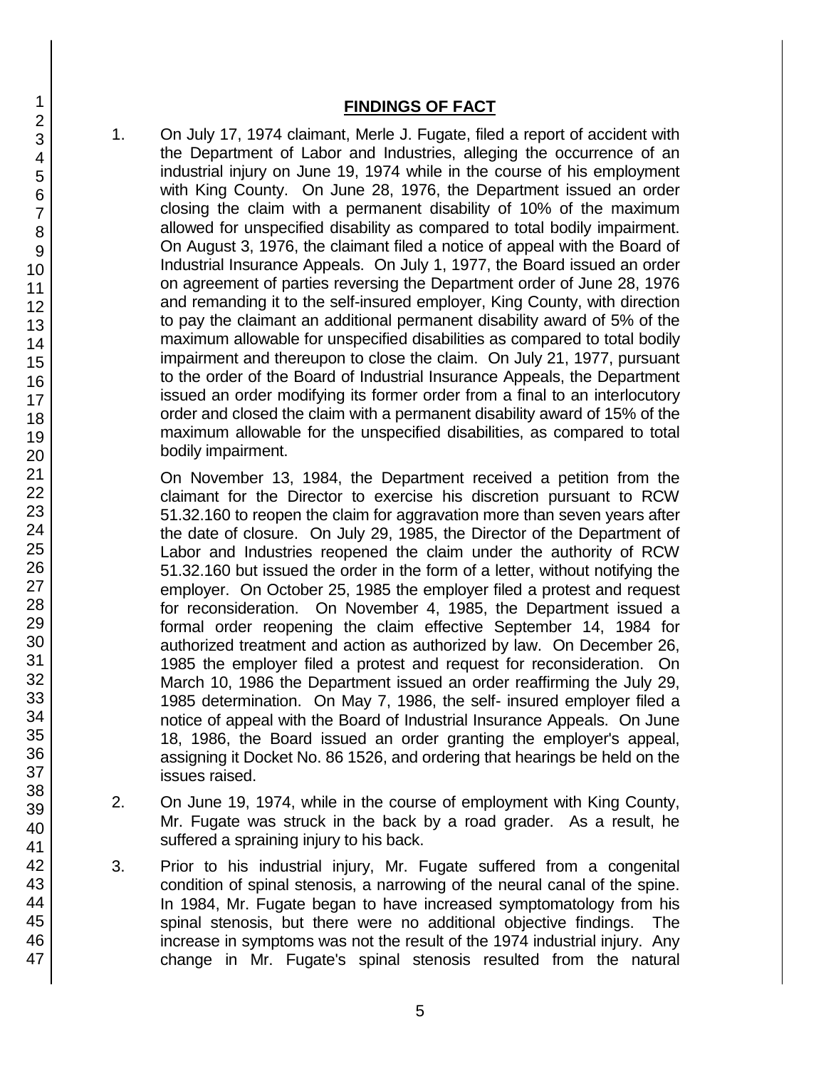## FINDINGS OF FACT

1. On July 17, 1974 claimant, Merle J. Fugate, filed a report of accident with the Department of Labor and Industries, alleging the occurrence of an industrial injury on June 19, 1974 while in the course of his employment with King County. On June 28, 1976, the Department issued an order closing the claim with a permanent disability of 10% of the maximum allowed for unspecified disability as compared to total bodily impairment. On August 3, 1976, the claimant filed a notice of appeal with the Board of Industrial Insurance Appeals. On July 1, 1977, the Board issued an order on agreement of parties reversing the Department order of June 28, 1976 and remanding it to the self-insured employer, King County, with direction to pay the claimant an additional permanent disability award of 5% of the maximum allowable for unspecified disabilities as compared to total bodily impairment and thereupon to close the claim. On July 21, 1977, pursuant to the order of the Board of Industrial Insurance Appeals, the Department issued an order modifying its former order from a final to an interlocutory order and closed the claim with a permanent disability award of 15% of the maximum allowable for the unspecified disabilities, as compared to total bodily impairment.

   On November 13, 1984, the Department received a petition from the claimant for the Director to exercise his discretion pursuant to RCW 51.32.160 to reopen the claim for aggravation more than seven years after the date of closure. On July 29, 1985, the Director of the Department of Labor and Industries reopened the claim under the authority of RCW 51.32.160 but issued the order in the form of a letter, without notifying the employer. On October 25, 1985 the employer filed a protest and request for reconsideration. On November 4, 1985, the Department issued a formal order reopening the claim effective September 14, 1984 for authorized treatment and action as authorized by law. On December 26, 1985 the employer filed a protest and request for reconsideration. On March 10, 1986 the Department issued an order reaffirming the July 29, 1985 determination. On May 7, 1986, the self- insured employer filed a notice of appeal with the Board of Industrial Insurance Appeals. On June 18, 1986, the Board issued an order granting the employer's appeal, assigning it Docket No. 86 1526, and ordering that hearings be held on the issues raised.

2. On June 19, 1974, while in the course of employment with King County, Mr. Fugate was struck in the back by a road grader. As a result, he suffered a spraining injury to his back.

3. Prior to his industrial injury, Mr. Fugate suffered from a congenital condition of spinal stenosis, a narrowing of the neural canal of the spine. In 1984, Mr. Fugate began to have increased symptomatology from his spinal stenosis, but there were no additional objective findings. The increase in symptoms was not the result of the 1974 industrial injury. Any change in Mr. Fugate's spinal stenosis resulted from the natural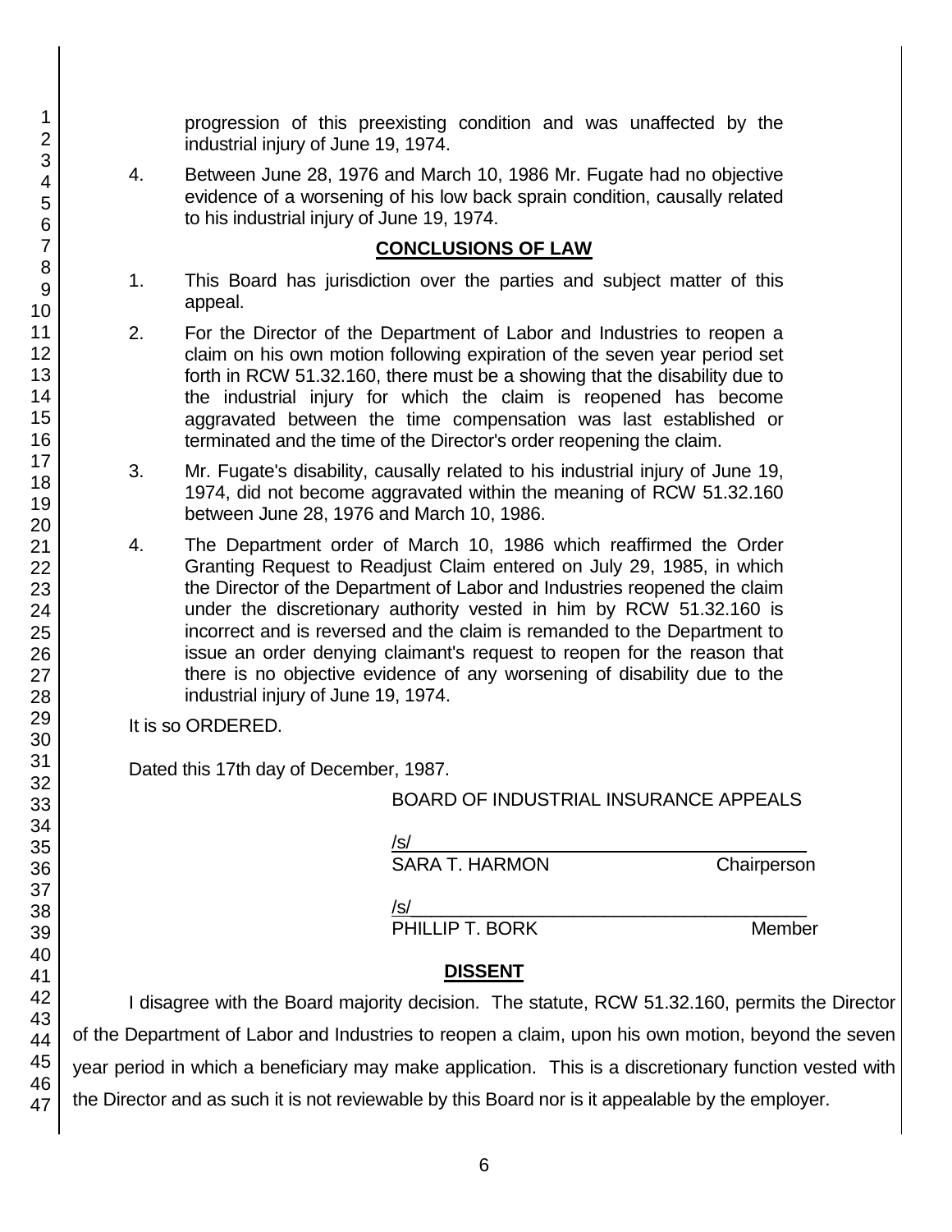progression of this preexisting condition and was unaffected by the industrial injury of June 19, 1974.

4. Between June 28, 1976 and March 10, 1986 Mr. Fugate had no objective evidence of a worsening of his low back sprain condition, causally related to his industrial injury of June 19, 1974.

## CONCLUSIONS OF LAW

1. This Board has jurisdiction over the parties and subject matter of this appeal.

2. For the Director of the Department of Labor and Industries to reopen a claim on his own motion following expiration of the seven year period set forth in RCW 51.32.160, there must be a showing that the disability due to the industrial injury for which the claim is reopened has become aggravated between the time compensation was last established or terminated and the time of the Director's order reopening the claim.

3. Mr. Fugate's disability, causally related to his industrial injury of June 19, 1974, did not become aggravated within the meaning of RCW 51.32.160 between June 28, 1976 and March 10, 1986.

4. The Department order of March 10, 1986 which reaffirmed the Order Granting Request to Readjust Claim entered on July 29, 1985, in which the Director of the Department of Labor and Industries reopened the claim under the discretionary authority vested in him by RCW 51.32.160 is incorrect and is reversed and the claim is remanded to the Department to issue an order denying claimant's request to reopen for the reason that there is no objective evidence of any worsening of disability due to the industrial injury of June 19, 1974.

It is so ORDERED.

Dated this 17th day of December, 1987.

BOARD OF INDUSTRIAL INSURANCE APPEALS

/s/
SARA T. HARMON Chairperson

/s/
PHILLIP T. BORK Member

## DISSENT

I disagree with the Board majority decision. The statute, RCW 51.32.160, permits the Director of the Department of Labor and Industries to reopen a claim, upon his own motion, beyond the seven year period in which a beneficiary may make application. This is a discretionary function vested with the Director and as such it is not reviewable by this Board nor is it appealable by the employer.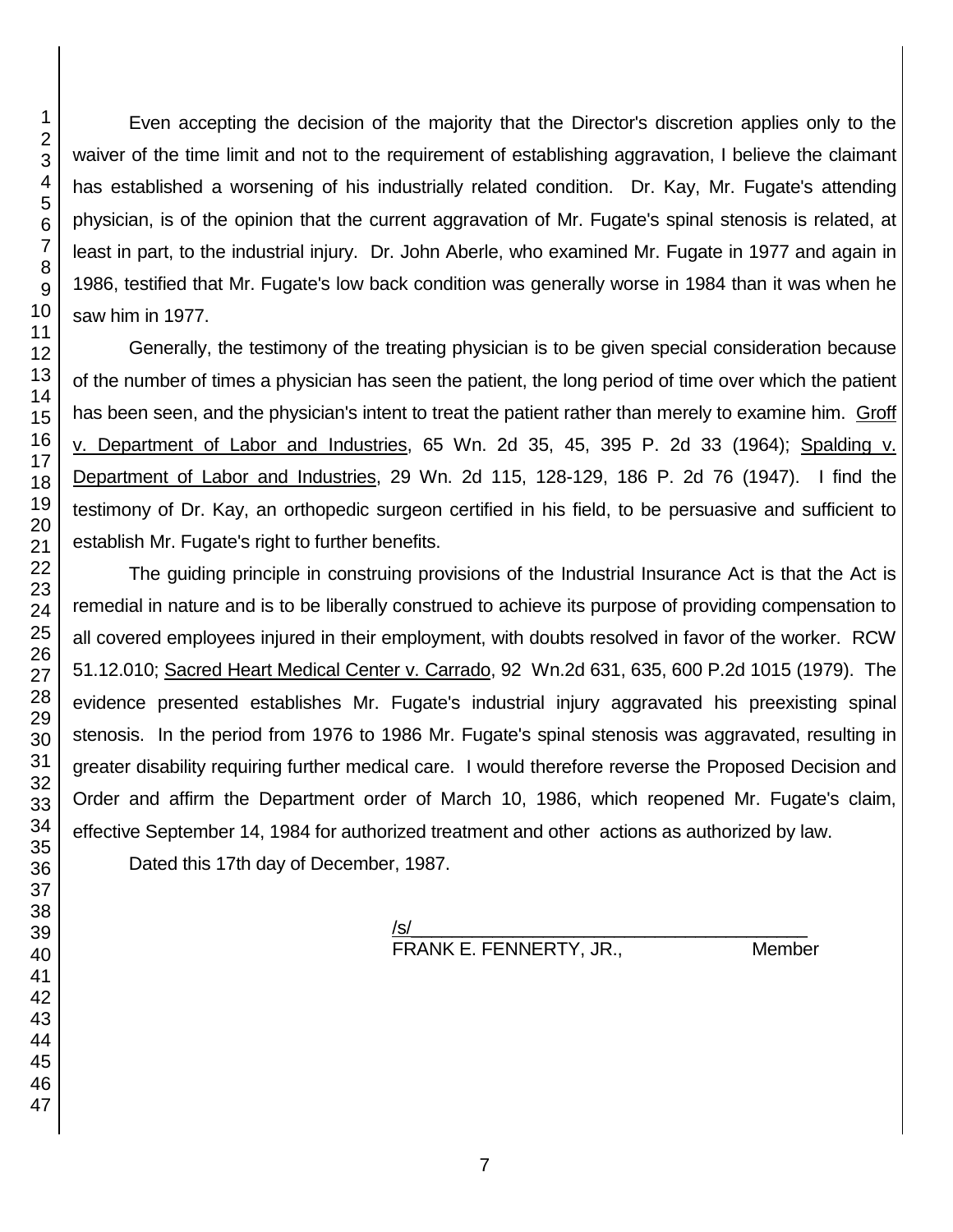Even accepting the decision of the majority that the Director's discretion applies only to the waiver of the time limit and not to the requirement of establishing aggravation, I believe the claimant has established a worsening of his industrially related condition. Dr. Kay, Mr. Fugate's attending physician, is of the opinion that the current aggravation of Mr. Fugate's spinal stenosis is related, at least in part, to the industrial injury. Dr. John Aberle, who examined Mr. Fugate in 1977 and again in 1986, testified that Mr. Fugate's low back condition was generally worse in 1984 than it was when he saw him in 1977.

Generally, the testimony of the treating physician is to be given special consideration because of the number of times a physician has seen the patient, the long period of time over which the patient has been seen, and the physician's intent to treat the patient rather than merely to examine him. Groff v. Department of Labor and Industries, 65 Wn. 2d 35, 45, 395 P. 2d 33 (1964); Spalding v. Department of Labor and Industries, 29 Wn. 2d 115, 128-129, 186 P. 2d 76 (1947). I find the testimony of Dr. Kay, an orthopedic surgeon certified in his field, to be persuasive and sufficient to establish Mr. Fugate's right to further benefits.

The guiding principle in construing provisions of the Industrial Insurance Act is that the Act is remedial in nature and is to be liberally construed to achieve its purpose of providing compensation to all covered employees injured in their employment, with doubts resolved in favor of the worker. RCW 51.12.010; Sacred Heart Medical Center v. Carrado, 92 Wn.2d 631, 635, 600 P.2d 1015 (1979). The evidence presented establishes Mr. Fugate's industrial injury aggravated his preexisting spinal stenosis. In the period from 1976 to 1986 Mr. Fugate's spinal stenosis was aggravated, resulting in greater disability requiring further medical care. I would therefore reverse the Proposed Decision and Order and affirm the Department order of March 10, 1986, which reopened Mr. Fugate's claim, effective September 14, 1984 for authorized treatment and other actions as authorized by law.

Dated this 17th day of December, 1987.

/s/\_\_\_\_\_\_\_\_\_\_\_\_\_\_\_\_\_\_\_\_\_\_\_\_\_\_\_\_\_\_\_\_\_\_\_\_\_\_\_\_
FRANK E. FENNERTY, JR., Member